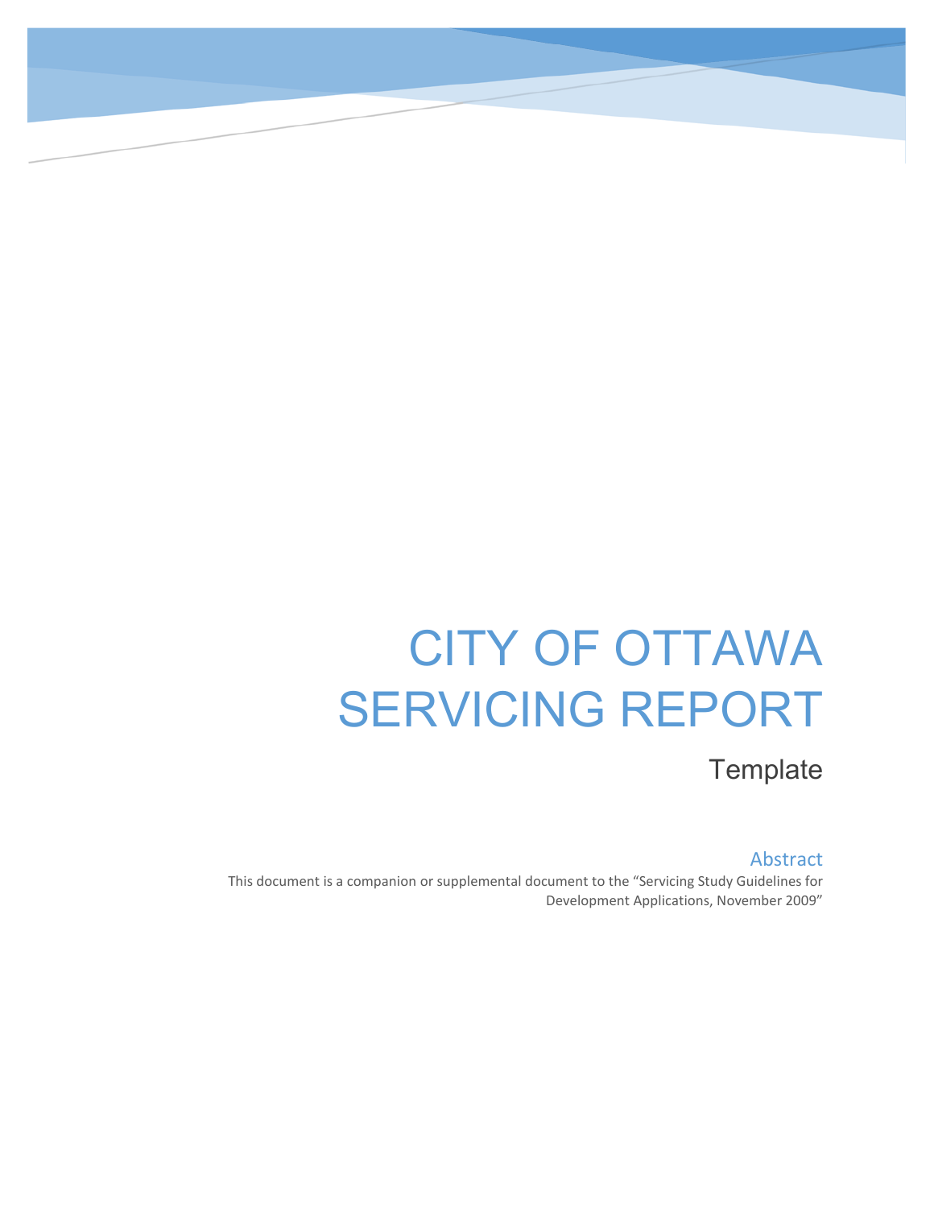# CITY OF OTTAWA SERVICING REPORT

Template

## Abstract

This document is a companion or supplemental document to the "Servicing Study Guidelines for Development Applications, November 2009"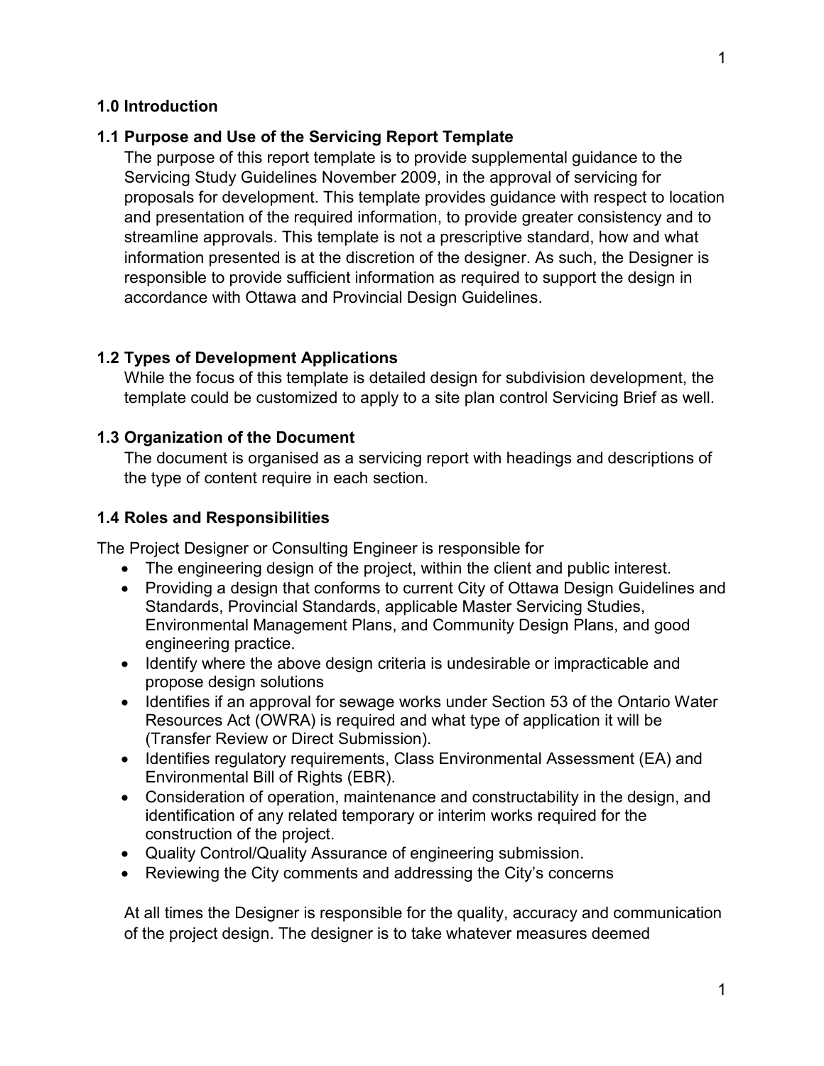## 1.0 Introduction

### 1.1 Purpose and Use of the Servicing Report Template

The purpose of this report template is to provide supplemental guidance to the Servicing Study Guidelines November 2009, in the approval of servicing for proposals for development. This template provides guidance with respect to location and presentation of the required information, to provide greater consistency and to streamline approvals. This template is not a prescriptive standard, how and what information presented is at the discretion of the designer. As such, the Designer is responsible to provide sufficient information as required to support the design in accordance with Ottawa and Provincial Design Guidelines.

### 1.2 Types of Development Applications

While the focus of this template is detailed design for subdivision development, the template could be customized to apply to a site plan control Servicing Brief as well.

### 1.3 Organization of the Document

The document is organised as a servicing report with headings and descriptions of the type of content require in each section.

### 1.4 Roles and Responsibilities

The Project Designer or Consulting Engineer is responsible for

- The engineering design of the project, within the client and public interest.
- Providing a design that conforms to current City of Ottawa Design Guidelines and Standards, Provincial Standards, applicable Master Servicing Studies, Environmental Management Plans, and Community Design Plans, and good engineering practice.
- Identify where the above design criteria is undesirable or impracticable and propose design solutions
- Identifies if an approval for sewage works under Section 53 of the Ontario Water Resources Act (OWRA) is required and what type of application it will be (Transfer Review or Direct Submission).
- Identifies regulatory requirements, Class Environmental Assessment (EA) and Environmental Bill of Rights (EBR).
- Consideration of operation, maintenance and constructability in the design, and identification of any related temporary or interim works required for the construction of the project.
- Quality Control/Quality Assurance of engineering submission.
- Reviewing the City comments and addressing the City's concerns

At all times the Designer is responsible for the quality, accuracy and communication of the project design. The designer is to take whatever measures deemed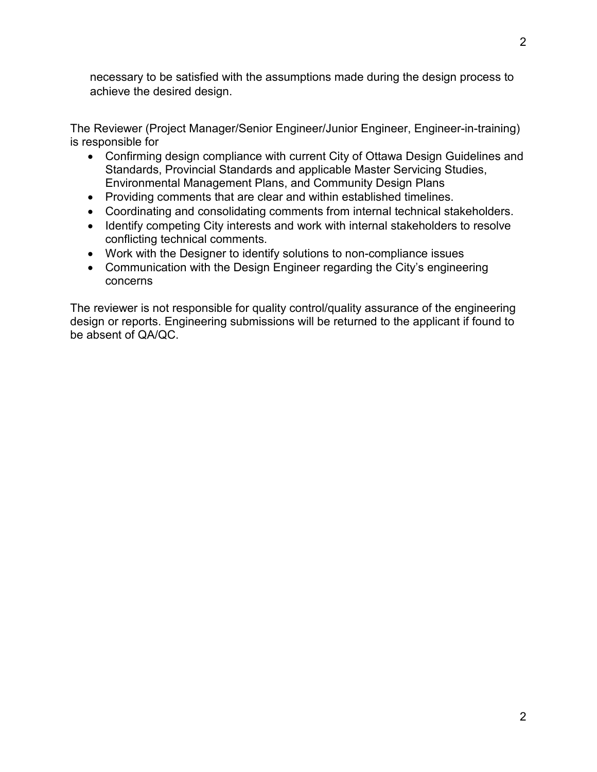necessary to be satisfied with the assumptions made during the design process to achieve the desired design.

The Reviewer (Project Manager/Senior Engineer/Junior Engineer, Engineer-in-training) is responsible for

- Confirming design compliance with current City of Ottawa Design Guidelines and Standards, Provincial Standards and applicable Master Servicing Studies, Environmental Management Plans, and Community Design Plans
- Providing comments that are clear and within established timelines.
- Coordinating and consolidating comments from internal technical stakeholders.
- Identify competing City interests and work with internal stakeholders to resolve conflicting technical comments.
- Work with the Designer to identify solutions to non-compliance issues
- Communication with the Design Engineer regarding the City's engineering concerns

The reviewer is not responsible for quality control/quality assurance of the engineering design or reports. Engineering submissions will be returned to the applicant if found to be absent of QA/QC.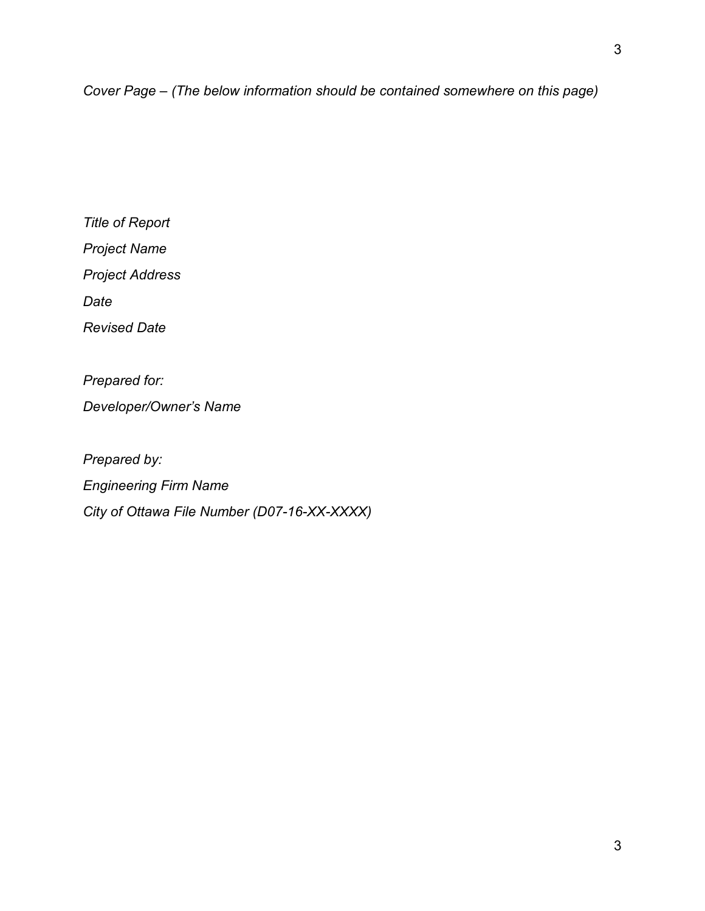*Cover Page – (The below information should be contained somewhere on this page)*

*Title of Report*

*Project Name*

*Project Address*

*Date*

*Revised Date*

*Prepared for:*

*Developer/Owner's Name*

*Prepared by:*

*Engineering Firm Name*

*City of Ottawa File Number (D07-16-XX-XXXX)*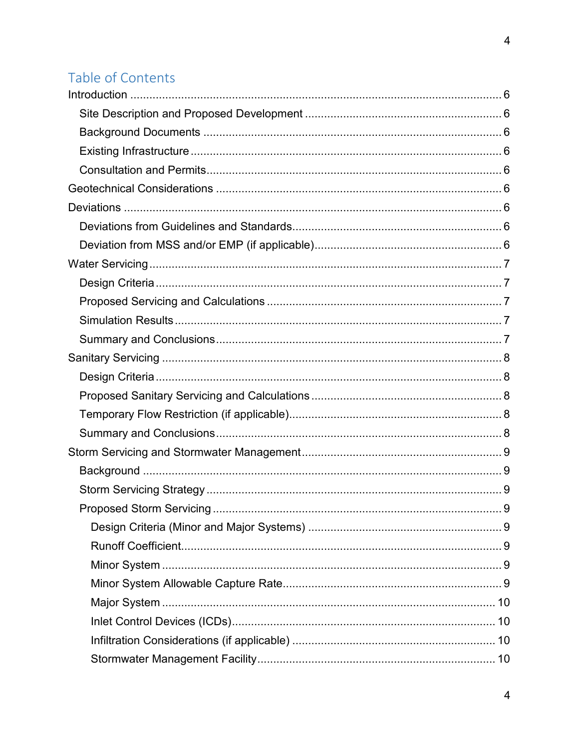## Table of Contents

- Introduction ... 6
  - Site Description and Proposed Development ... 6
  - Background Documents ... 6
  - Existing Infrastructure ... 6
  - Consultation and Permits ... 6
- Geotechnical Considerations ... 6
- Deviations ... 6
  - Deviations from Guidelines and Standards ... 6
  - Deviation from MSS and/or EMP (if applicable) ... 6
- Water Servicing ... 7
  - Design Criteria ... 7
  - Proposed Servicing and Calculations ... 7
  - Simulation Results ... 7
  - Summary and Conclusions ... 7
- Sanitary Servicing ... 8
  - Design Criteria ... 8
  - Proposed Sanitary Servicing and Calculations ... 8
  - Temporary Flow Restriction (if applicable) ... 8
  - Summary and Conclusions ... 8
- Storm Servicing and Stormwater Management ... 9
  - Background ... 9
  - Storm Servicing Strategy ... 9
  - Proposed Storm Servicing ... 9
    - Design Criteria (Minor and Major Systems) ... 9
    - Runoff Coefficient ... 9
    - Minor System ... 9
    - Minor System Allowable Capture Rate ... 9
    - Major System ... 10
    - Inlet Control Devices (ICDs) ... 10
    - Infiltration Considerations (if applicable) ... 10
    - Stormwater Management Facility ... 10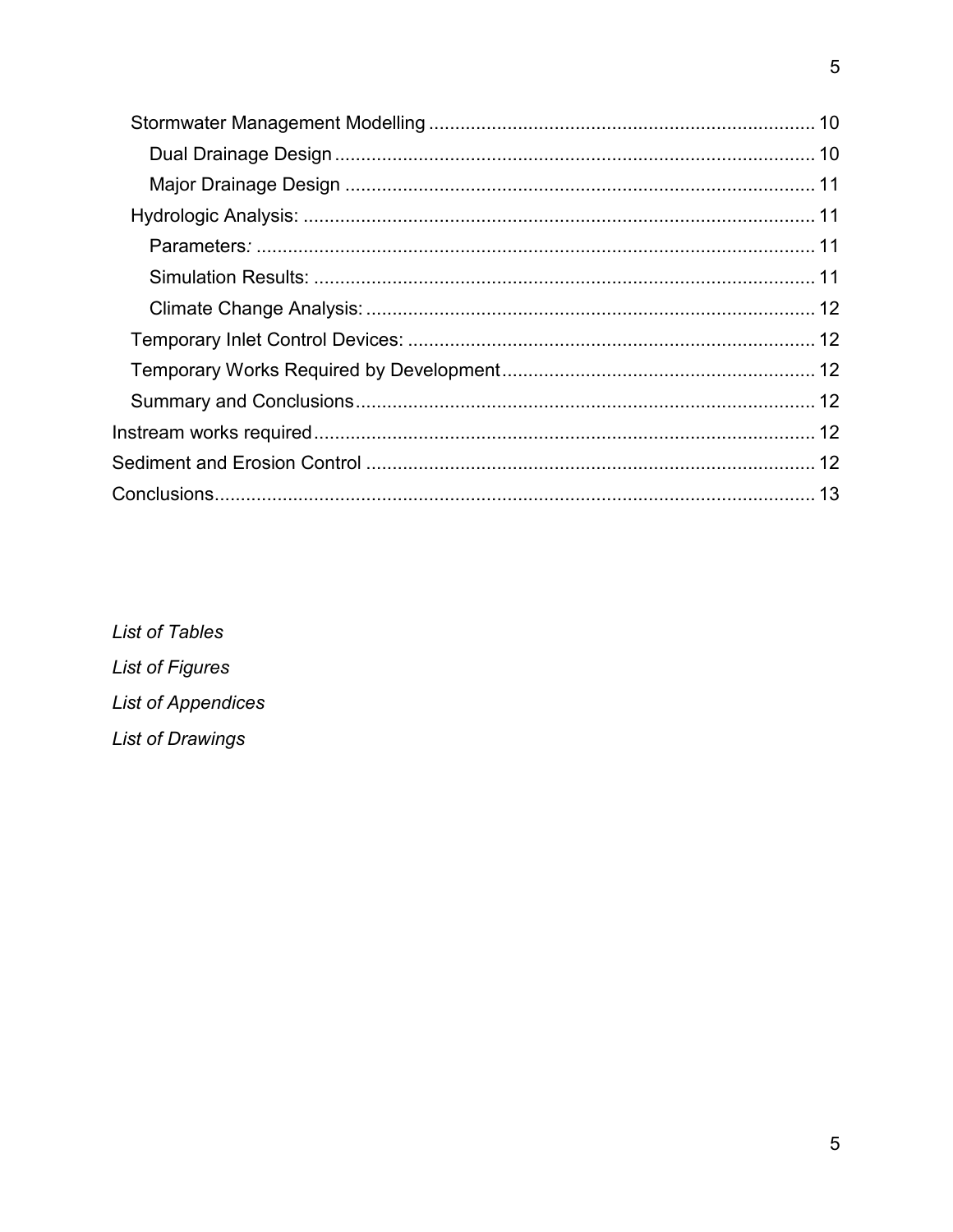- Stormwater Management Modelling ........................................................................ 10
  - Dual Drainage Design .......................................................................................... 10
  - Major Drainage Design ........................................................................................ 11
- Hydrologic Analysis: ................................................................................................ 11
  - Parameters*:* ......................................................................................................... 11
  - Simulation Results: ............................................................................................... 11
  - Climate Change Analysis: .................................................................................... 12
- Temporary Inlet Control Devices: ............................................................................ 12
- Temporary Works Required by Development .......................................................... 12
- Summary and Conclusions ...................................................................................... 12

Instream works required ............................................................................................... 12

Sediment and Erosion Control ...................................................................................... 12

Conclusions ................................................................................................................... 13

*List of Tables*

*List of Figures*

*List of Appendices*

*List of Drawings*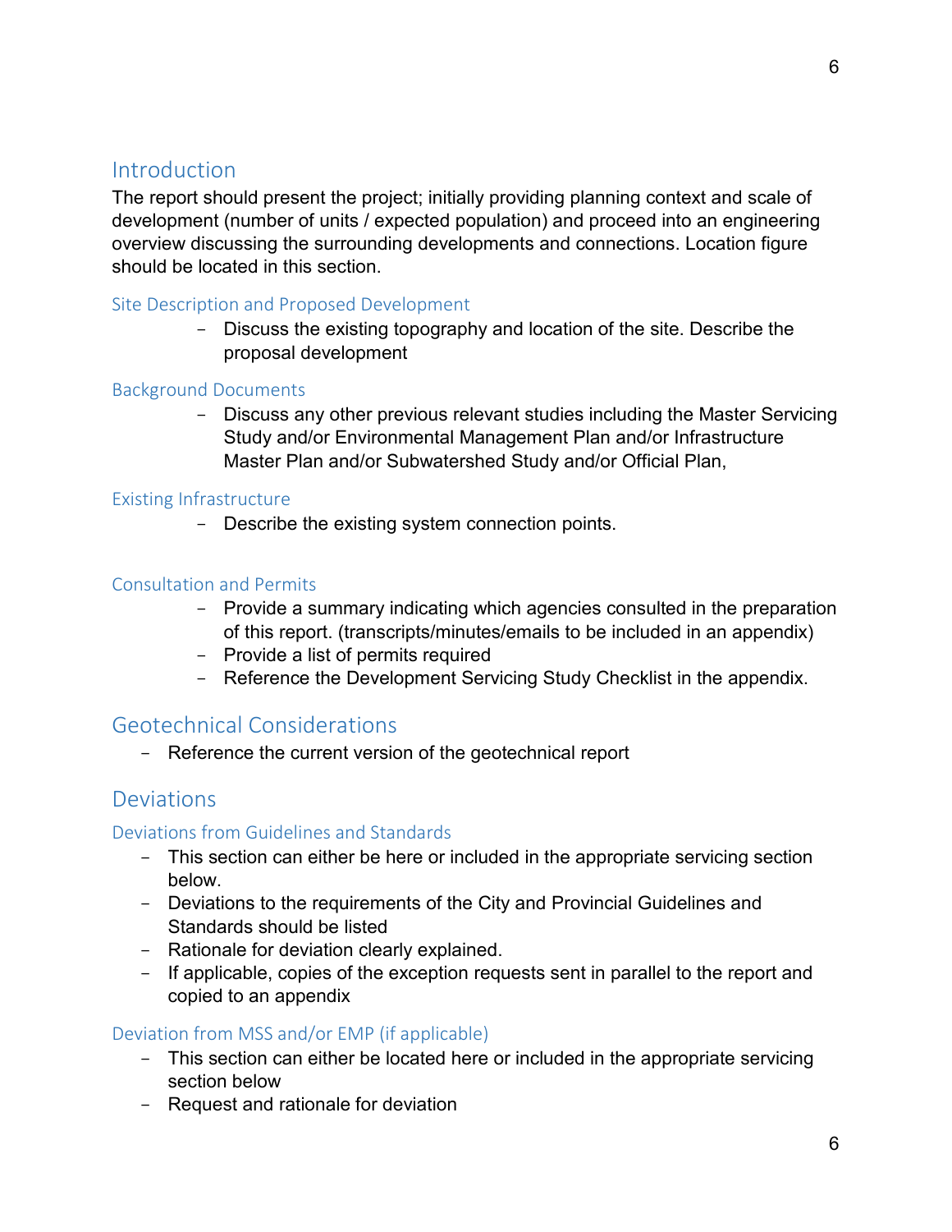# Introduction

The report should present the project; initially providing planning context and scale of development (number of units / expected population) and proceed into an engineering overview discussing the surrounding developments and connections. Location figure should be located in this section.

## Site Description and Proposed Development

- Discuss the existing topography and location of the site. Describe the proposal development

## Background Documents

- Discuss any other previous relevant studies including the Master Servicing Study and/or Environmental Management Plan and/or Infrastructure Master Plan and/or Subwatershed Study and/or Official Plan,

## Existing Infrastructure

- Describe the existing system connection points.

## Consultation and Permits

- Provide a summary indicating which agencies consulted in the preparation of this report. (transcripts/minutes/emails to be included in an appendix)
- Provide a list of permits required
- Reference the Development Servicing Study Checklist in the appendix.

# Geotechnical Considerations

- Reference the current version of the geotechnical report

# Deviations

## Deviations from Guidelines and Standards

- This section can either be here or included in the appropriate servicing section below.
- Deviations to the requirements of the City and Provincial Guidelines and Standards should be listed
- Rationale for deviation clearly explained.
- If applicable, copies of the exception requests sent in parallel to the report and copied to an appendix

## Deviation from MSS and/or EMP (if applicable)

- This section can either be located here or included in the appropriate servicing section below
- Request and rationale for deviation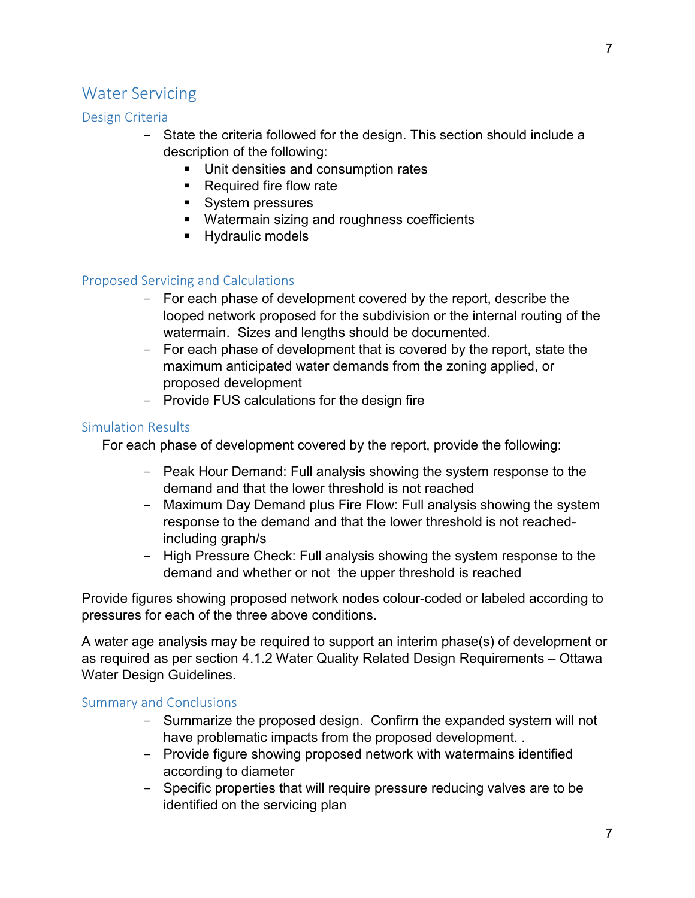## Water Servicing

### Design Criteria

- State the criteria followed for the design. This section should include a description of the following:
  - Unit densities and consumption rates
  - Required fire flow rate
  - System pressures
  - Watermain sizing and roughness coefficients
  - Hydraulic models

### Proposed Servicing and Calculations

- For each phase of development covered by the report, describe the looped network proposed for the subdivision or the internal routing of the watermain. Sizes and lengths should be documented.
- For each phase of development that is covered by the report, state the maximum anticipated water demands from the zoning applied, or proposed development
- Provide FUS calculations for the design fire

### Simulation Results

For each phase of development covered by the report, provide the following:

- Peak Hour Demand: Full analysis showing the system response to the demand and that the lower threshold is not reached
- Maximum Day Demand plus Fire Flow: Full analysis showing the system response to the demand and that the lower threshold is not reached- including graph/s
- High Pressure Check: Full analysis showing the system response to the demand and whether or not the upper threshold is reached

Provide figures showing proposed network nodes colour-coded or labeled according to pressures for each of the three above conditions.

A water age analysis may be required to support an interim phase(s) of development or as required as per section 4.1.2 Water Quality Related Design Requirements – Ottawa Water Design Guidelines.

### Summary and Conclusions

- Summarize the proposed design. Confirm the expanded system will not have problematic impacts from the proposed development. .
- Provide figure showing proposed network with watermains identified according to diameter
- Specific properties that will require pressure reducing valves are to be identified on the servicing plan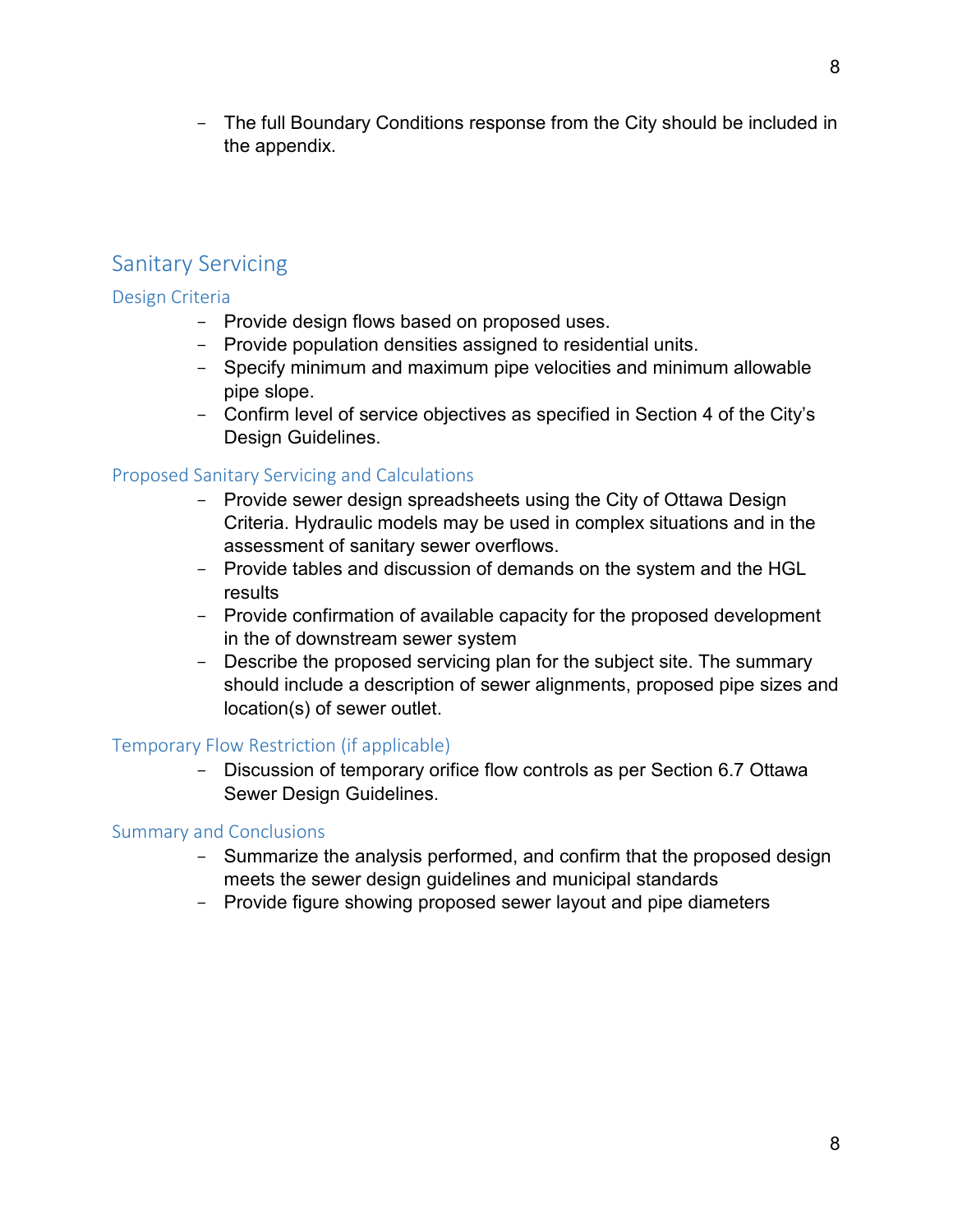- The full Boundary Conditions response from the City should be included in the appendix.

## Sanitary Servicing

### Design Criteria

- Provide design flows based on proposed uses.
- Provide population densities assigned to residential units.
- Specify minimum and maximum pipe velocities and minimum allowable pipe slope.
- Confirm level of service objectives as specified in Section 4 of the City's Design Guidelines.

### Proposed Sanitary Servicing and Calculations

- Provide sewer design spreadsheets using the City of Ottawa Design Criteria. Hydraulic models may be used in complex situations and in the assessment of sanitary sewer overflows.
- Provide tables and discussion of demands on the system and the HGL results
- Provide confirmation of available capacity for the proposed development in the of downstream sewer system
- Describe the proposed servicing plan for the subject site. The summary should include a description of sewer alignments, proposed pipe sizes and location(s) of sewer outlet.

### Temporary Flow Restriction (if applicable)

- Discussion of temporary orifice flow controls as per Section 6.7 Ottawa Sewer Design Guidelines.

### Summary and Conclusions

- Summarize the analysis performed, and confirm that the proposed design meets the sewer design guidelines and municipal standards
- Provide figure showing proposed sewer layout and pipe diameters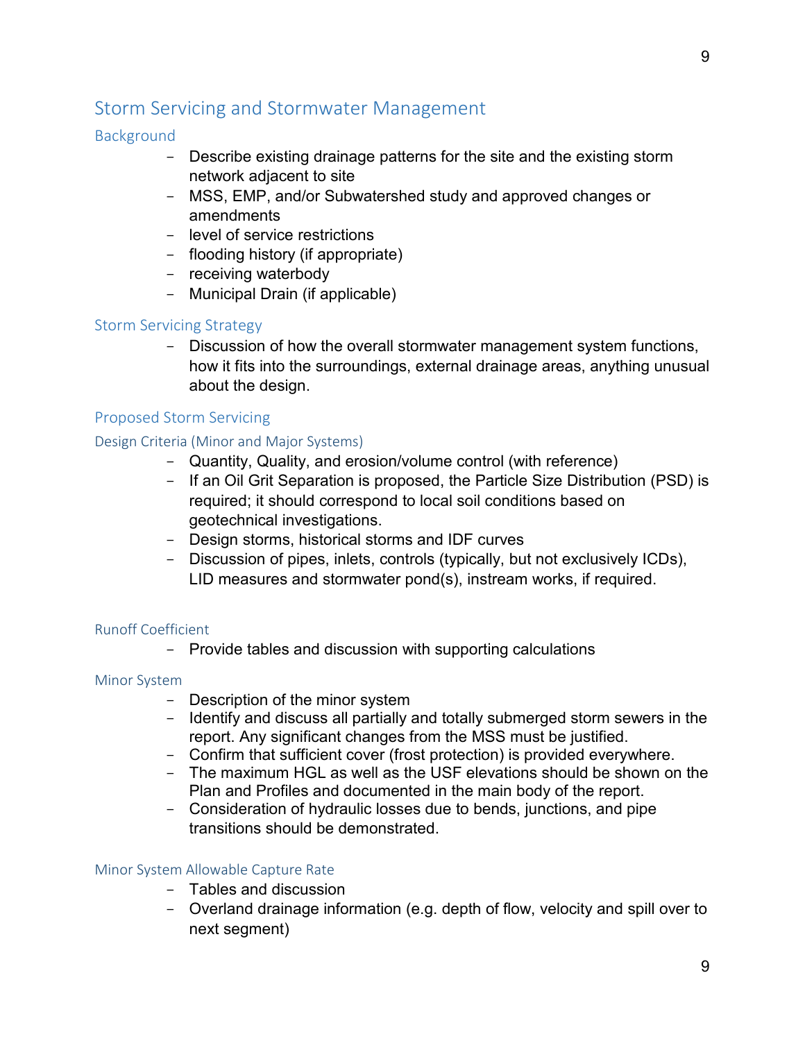## Storm Servicing and Stormwater Management

### Background

- Describe existing drainage patterns for the site and the existing storm network adjacent to site
- MSS, EMP, and/or Subwatershed study and approved changes or amendments
- level of service restrictions
- flooding history (if appropriate)
- receiving waterbody
- Municipal Drain (if applicable)

### Storm Servicing Strategy

- Discussion of how the overall stormwater management system functions, how it fits into the surroundings, external drainage areas, anything unusual about the design.

### Proposed Storm Servicing

#### Design Criteria (Minor and Major Systems)

- Quantity, Quality, and erosion/volume control (with reference)
- If an Oil Grit Separation is proposed, the Particle Size Distribution (PSD) is required; it should correspond to local soil conditions based on geotechnical investigations.
- Design storms, historical storms and IDF curves
- Discussion of pipes, inlets, controls (typically, but not exclusively ICDs), LID measures and stormwater pond(s), instream works, if required.

#### Runoff Coefficient

- Provide tables and discussion with supporting calculations

#### Minor System

- Description of the minor system
- Identify and discuss all partially and totally submerged storm sewers in the report. Any significant changes from the MSS must be justified.
- Confirm that sufficient cover (frost protection) is provided everywhere.
- The maximum HGL as well as the USF elevations should be shown on the Plan and Profiles and documented in the main body of the report.
- Consideration of hydraulic losses due to bends, junctions, and pipe transitions should be demonstrated.

#### Minor System Allowable Capture Rate

- Tables and discussion
- Overland drainage information (e.g. depth of flow, velocity and spill over to next segment)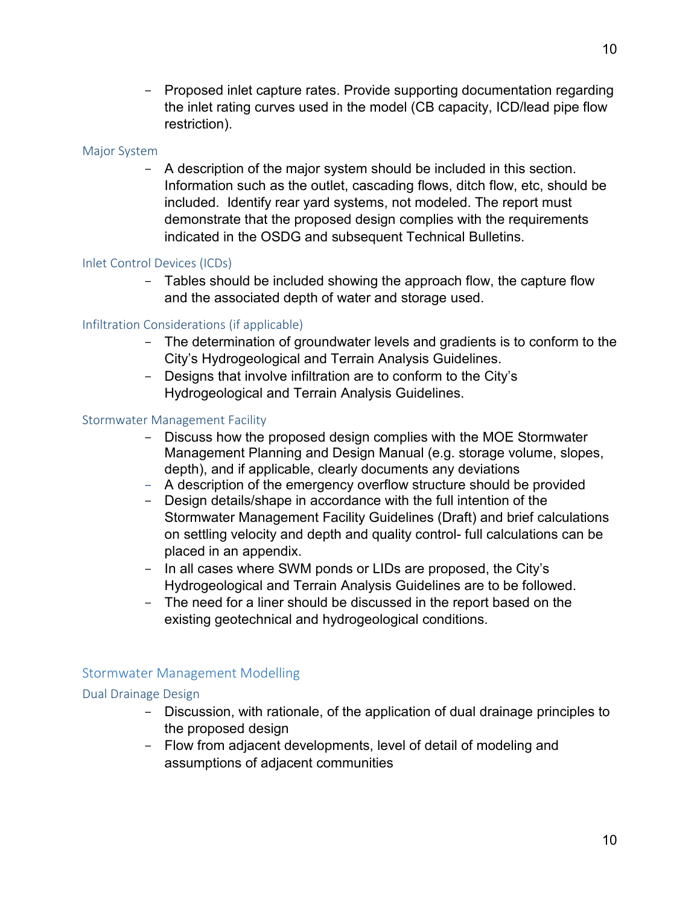- Proposed inlet capture rates. Provide supporting documentation regarding the inlet rating curves used in the model (CB capacity, ICD/lead pipe flow restriction).

### Major System

- A description of the major system should be included in this section. Information such as the outlet, cascading flows, ditch flow, etc, should be included. Identify rear yard systems, not modeled. The report must demonstrate that the proposed design complies with the requirements indicated in the OSDG and subsequent Technical Bulletins.

### Inlet Control Devices (ICDs)

- Tables should be included showing the approach flow, the capture flow and the associated depth of water and storage used.

### Infiltration Considerations (if applicable)

- The determination of groundwater levels and gradients is to conform to the City's Hydrogeological and Terrain Analysis Guidelines.
- Designs that involve infiltration are to conform to the City's Hydrogeological and Terrain Analysis Guidelines.

### Stormwater Management Facility

- Discuss how the proposed design complies with the MOE Stormwater Management Planning and Design Manual (e.g. storage volume, slopes, depth), and if applicable, clearly documents any deviations
- A description of the emergency overflow structure should be provided
- Design details/shape in accordance with the full intention of the Stormwater Management Facility Guidelines (Draft) and brief calculations on settling velocity and depth and quality control- full calculations can be placed in an appendix.
- In all cases where SWM ponds or LIDs are proposed, the City's Hydrogeological and Terrain Analysis Guidelines are to be followed.
- The need for a liner should be discussed in the report based on the existing geotechnical and hydrogeological conditions.

## Stormwater Management Modelling

### Dual Drainage Design

- Discussion, with rationale, of the application of dual drainage principles to the proposed design
- Flow from adjacent developments, level of detail of modeling and assumptions of adjacent communities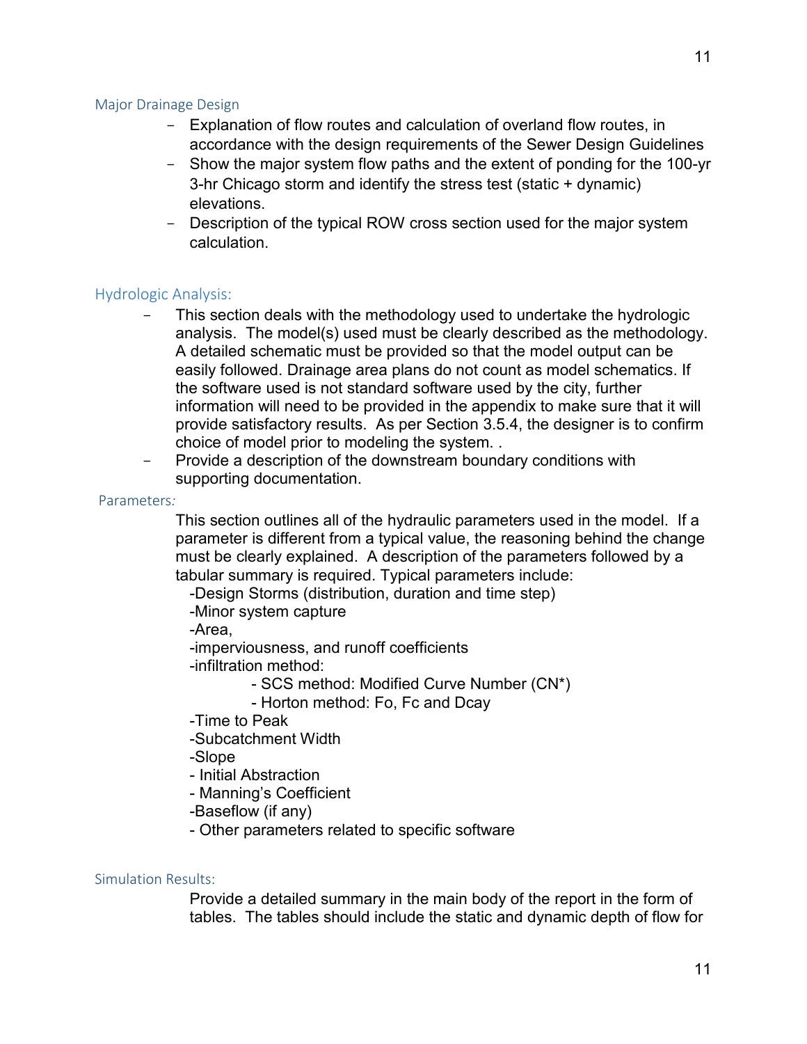### Major Drainage Design

- Explanation of flow routes and calculation of overland flow routes, in accordance with the design requirements of the Sewer Design Guidelines
- Show the major system flow paths and the extent of ponding for the 100-yr 3-hr Chicago storm and identify the stress test (static + dynamic) elevations.
- Description of the typical ROW cross section used for the major system calculation.

### Hydrologic Analysis:

- This section deals with the methodology used to undertake the hydrologic analysis. The model(s) used must be clearly described as the methodology. A detailed schematic must be provided so that the model output can be easily followed. Drainage area plans do not count as model schematics. If the software used is not standard software used by the city, further information will need to be provided in the appendix to make sure that it will provide satisfactory results. As per Section 3.5.4, the designer is to confirm choice of model prior to modeling the system. .
- Provide a description of the downstream boundary conditions with supporting documentation.

### Parameters:

This section outlines all of the hydraulic parameters used in the model. If a parameter is different from a typical value, the reasoning behind the change must be clearly explained. A description of the parameters followed by a tabular summary is required. Typical parameters include:

- Design Storms (distribution, duration and time step)
- Minor system capture
- Area,
- imperviousness, and runoff coefficients
- infiltration method:
  - SCS method: Modified Curve Number (CN*)
  - Horton method: Fo, Fc and Dcay
- Time to Peak
- Subcatchment Width
- Slope
- Initial Abstraction
- Manning's Coefficient
- Baseflow (if any)
- Other parameters related to specific software

### Simulation Results:

Provide a detailed summary in the main body of the report in the form of tables. The tables should include the static and dynamic depth of flow for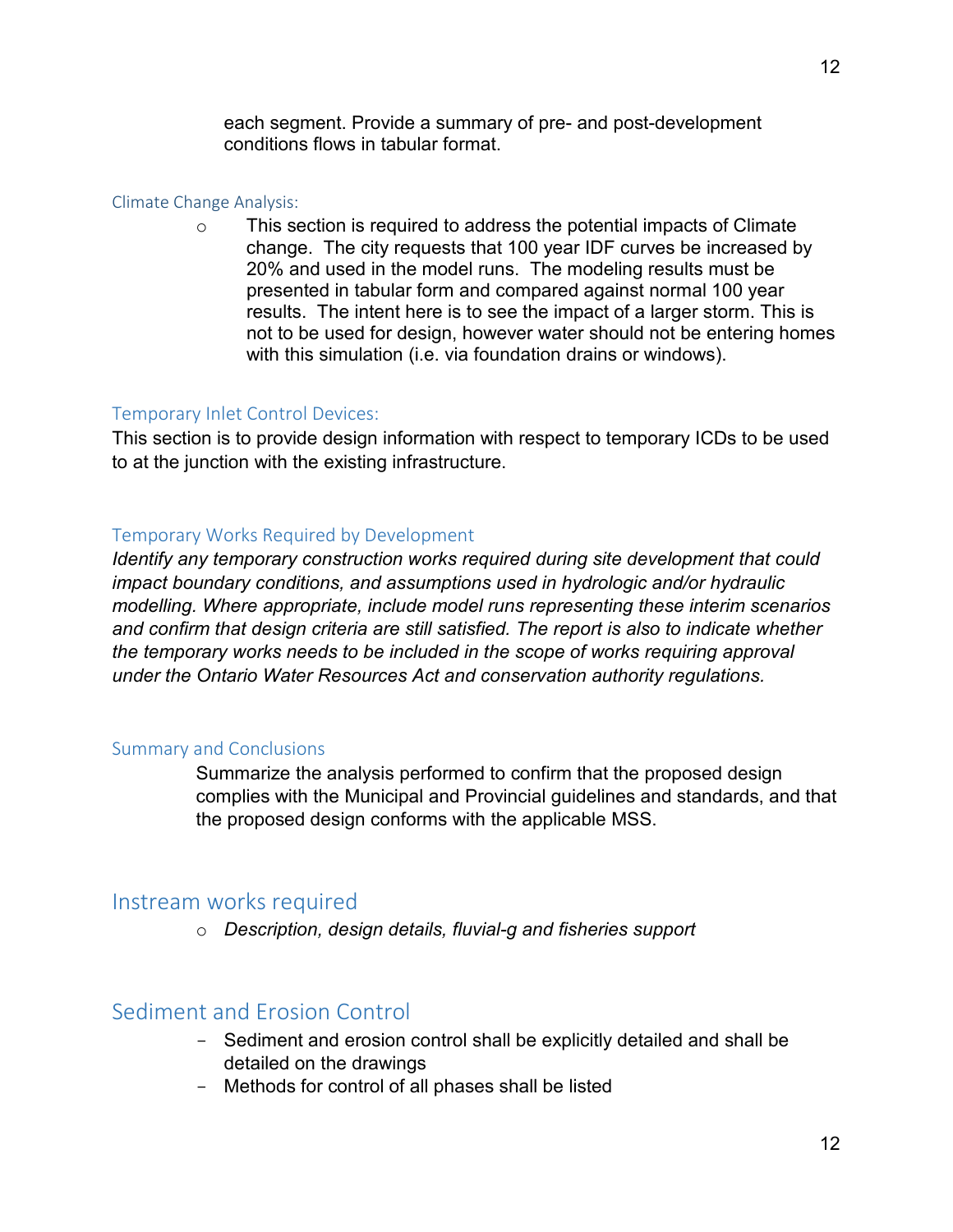each segment. Provide a summary of pre- and post-development conditions flows in tabular format.

### Climate Change Analysis:

- This section is required to address the potential impacts of Climate change. The city requests that 100 year IDF curves be increased by 20% and used in the model runs. The modeling results must be presented in tabular form and compared against normal 100 year results. The intent here is to see the impact of a larger storm. This is not to be used for design, however water should not be entering homes with this simulation (i.e. via foundation drains or windows).

### Temporary Inlet Control Devices:

This section is to provide design information with respect to temporary ICDs to be used to at the junction with the existing infrastructure.

### Temporary Works Required by Development

*Identify any temporary construction works required during site development that could impact boundary conditions, and assumptions used in hydrologic and/or hydraulic modelling. Where appropriate, include model runs representing these interim scenarios and confirm that design criteria are still satisfied. The report is also to indicate whether the temporary works needs to be included in the scope of works requiring approval under the Ontario Water Resources Act and conservation authority regulations.*

### Summary and Conclusions

Summarize the analysis performed to confirm that the proposed design complies with the Municipal and Provincial guidelines and standards, and that the proposed design conforms with the applicable MSS.

## Instream works required

- *Description, design details, fluvial-g and fisheries support*

## Sediment and Erosion Control

- Sediment and erosion control shall be explicitly detailed and shall be detailed on the drawings
- Methods for control of all phases shall be listed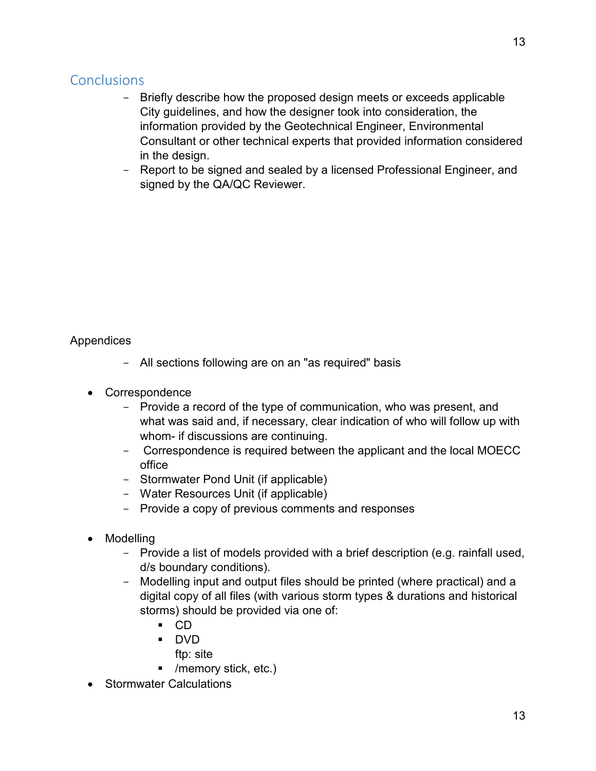## Conclusions

- Briefly describe how the proposed design meets or exceeds applicable City guidelines, and how the designer took into consideration, the information provided by the Geotechnical Engineer, Environmental Consultant or other technical experts that provided information considered in the design.
- Report to be signed and sealed by a licensed Professional Engineer, and signed by the QA/QC Reviewer.

Appendices

- All sections following are on an "as required" basis

- Correspondence
  - Provide a record of the type of communication, who was present, and what was said and, if necessary, clear indication of who will follow up with whom- if discussions are continuing.
  - Correspondence is required between the applicant and the local MOECC office
  - Stormwater Pond Unit (if applicable)
  - Water Resources Unit (if applicable)
  - Provide a copy of previous comments and responses

- Modelling
  - Provide a list of models provided with a brief description (e.g. rainfall used, d/s boundary conditions).
  - Modelling input and output files should be printed (where practical) and a digital copy of all files (with various storm types & durations and historical storms) should be provided via one of:
    - CD
    - DVD
      ftp: site
    - /memory stick, etc.)
- Stormwater Calculations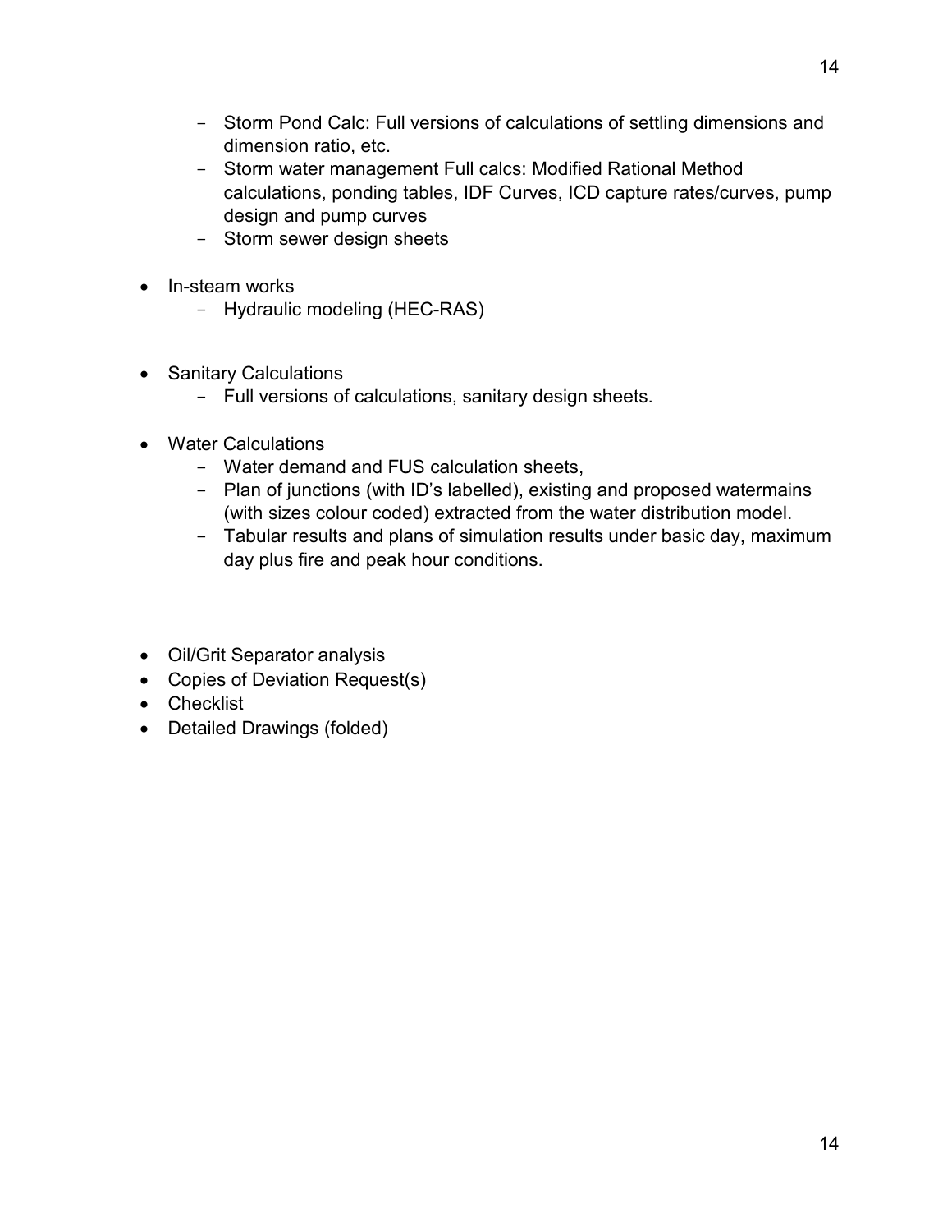- Storm Pond Calc: Full versions of calculations of settling dimensions and dimension ratio, etc.
  - Storm water management Full calcs: Modified Rational Method calculations, ponding tables, IDF Curves, ICD capture rates/curves, pump design and pump curves
  - Storm sewer design sheets

- In-steam works
  - Hydraulic modeling (HEC-RAS)

- Sanitary Calculations
  - Full versions of calculations, sanitary design sheets.

- Water Calculations
  - Water demand and FUS calculation sheets,
  - Plan of junctions (with ID's labelled), existing and proposed watermains (with sizes colour coded) extracted from the water distribution model.
  - Tabular results and plans of simulation results under basic day, maximum day plus fire and peak hour conditions.

- Oil/Grit Separator analysis
- Copies of Deviation Request(s)
- Checklist
- Detailed Drawings (folded)